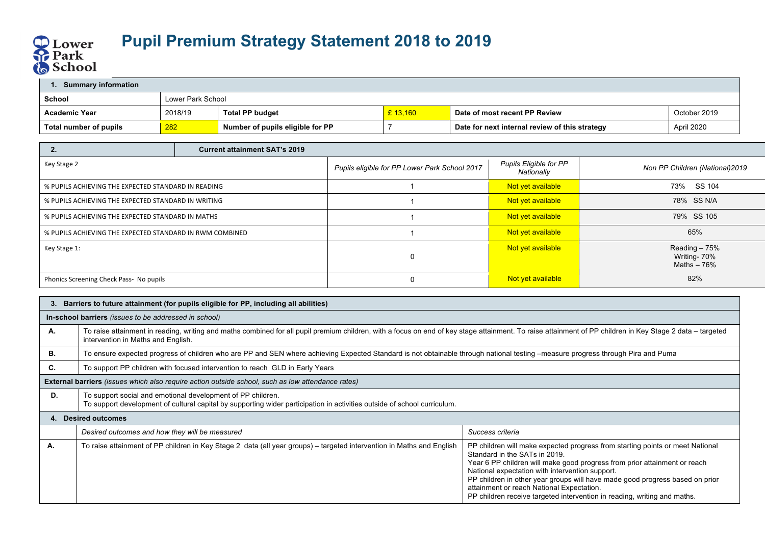# Pupil Premium Strategy Statement 2018 to 2019

Lower Park School

| 1. Summary information | | | | | |
|---|---|---|---|---|---|
| **School** | Lower Park School | | | | |
| **Academic Year** | 2018/19 | **Total PP budget** | £ 13,160 | **Date of most recent PP Review** | October 2019 |
| **Total number of pupils** | 282 | **Number of pupils eligible for PP** | 7 | **Date for next internal review of this strategy** | April 2020 |

| 2. Current attainment SAT's 2019 | | | |
|---|---|---|---|
| Key Stage 2 | *Pupils eligible for PP Lower Park School 2017* | *Pupils Eligible for PP Nationally* | *Non PP Children (National)2019* |
| % PUPILS ACHIEVING THE EXPECTED STANDARD IN READING | 1 | Not yet available | 73% SS 104 |
| % PUPILS ACHIEVING THE EXPECTED STANDARD IN WRITING | 1 | Not yet available | 78% SS N/A |
| % PUPILS ACHIEVING THE EXPECTED STANDARD IN MATHS | 1 | Not yet available | 79% SS 105 |
| % PUPILS ACHIEVING THE EXPECTED STANDARD IN RWM COMBINED | 1 | Not yet available | 65% |
| Key Stage 1: | 0 | Not yet available | Reading – 75%<br>Writing- 70%<br>Maths – 76% |
| Phonics Screening Check Pass- No pupils | 0 | Not yet available | 82% |

| 3. Barriers to future attainment (for pupils eligible for PP, including all abilities) | |
|---|---|
| **In-school barriers** *(issues to be addressed in school)* | |
| **A.** | To raise attainment in reading, writing and maths combined for all pupil premium children, with a focus on end of key stage attainment. To raise attainment of PP children in Key Stage 2 data – targeted intervention in Maths and English. |
| **B.** | To ensure expected progress of children who are PP and SEN where achieving Expected Standard is not obtainable through national testing –measure progress through Pira and Puma |
| **C.** | To support PP children with focused intervention to reach GLD in Early Years |
| **External barriers** *(issues which also require action outside school, such as low attendance rates)* | |
| **D.** | To support social and emotional development of PP children.<br>To support development of cultural capital by supporting wider participation in activities outside of school curriculum. |

| 4. Desired outcomes | | |
|---|---|---|
| | *Desired outcomes and how they will be measured* | *Success criteria* |
| **A.** | To raise attainment of PP children in Key Stage 2 data (all year groups) – targeted intervention in Maths and English | PP children will make expected progress from starting points or meet National Standard in the SATs in 2019.<br>Year 6 PP children will make good progress from prior attainment or reach National expectation with intervention support.<br>PP children in other year groups will have made good progress based on prior attainment or reach National Expectation.<br>PP children receive targeted intervention in reading, writing and maths. |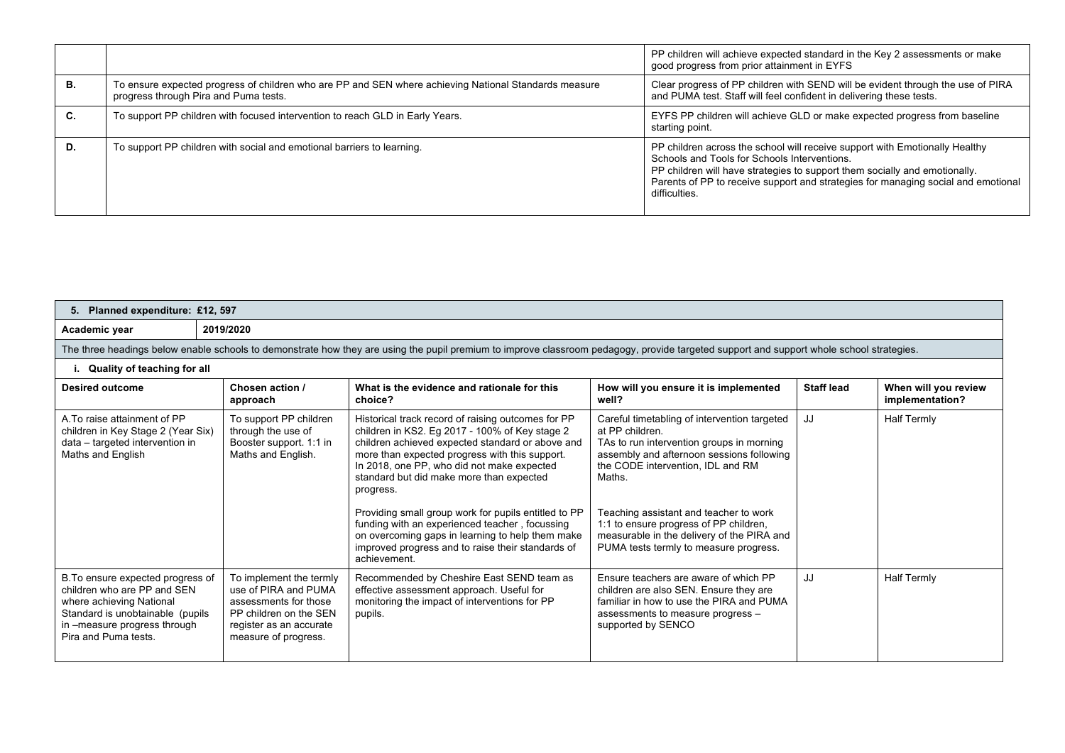| | | |
|---|---|---|
| | | PP children will achieve expected standard in the Key 2 assessments or make good progress from prior attainment in EYFS |
| **B.** | To ensure expected progress of children who are PP and SEN where achieving National Standards measure progress through Pira and Puma tests. | Clear progress of PP children with SEND will be evident through the use of PIRA and PUMA test. Staff will feel confident in delivering these tests. |
| **C.** | To support PP children with focused intervention to reach GLD in Early Years. | EYFS PP children will achieve GLD or make expected progress from baseline starting point. |
| **D.** | To support PP children with social and emotional barriers to learning. | PP children across the school will receive support with Emotionally Healthy Schools and Tools for Schools Interventions.<br>PP children will have strategies to support them socially and emotionally.<br>Parents of PP to receive support and strategies for managing social and emotional difficulties. |

| **5. Planned expenditure: £12, 597** | | | | | |
|---|---|---|---|---|---|
| **Academic year** | **2019/2020** | | | | |
| The three headings below enable schools to demonstrate how they are using the pupil premium to improve classroom pedagogy, provide targeted support and support whole school strategies. | | | | | |
| **i. Quality of teaching for all** | | | | | |
| **Desired outcome** | **Chosen action / approach** | **What is the evidence and rationale for this choice?** | **How will you ensure it is implemented well?** | **Staff lead** | **When will you review implementation?** |
| A.To raise attainment of PP children in Key Stage 2 (Year Six) data – targeted intervention in Maths and English | To support PP children through the use of Booster support. 1:1 in Maths and English. | Historical track record of raising outcomes for PP children in KS2. Eg 2017 - 100% of Key stage 2 children achieved expected standard or above and more than expected progress with this support. In 2018, one PP, who did not make expected standard but did make more than expected progress.<br><br>Providing small group work for pupils entitled to PP funding with an experienced teacher , focussing on overcoming gaps in learning to help them make improved progress and to raise their standards of achievement. | Careful timetabling of intervention targeted at PP children.<br>TAs to run intervention groups in morning assembly and afternoon sessions following the CODE intervention, IDL and RM Maths.<br><br>Teaching assistant and teacher to work 1:1 to ensure progress of PP children, measurable in the delivery of the PIRA and PUMA tests termly to measure progress. | JJ | Half Termly |
| B.To ensure expected progress of children who are PP and SEN where achieving National Standard is unobtainable (pupils in –measure progress through Pira and Puma tests. | To implement the termly use of PIRA and PUMA assessments for those PP children on the SEN register as an accurate measure of progress. | Recommended by Cheshire East SEND team as effective assessment approach. Useful for monitoring the impact of interventions for PP pupils. | Ensure teachers are aware of which PP children are also SEN. Ensure they are familiar in how to use the PIRA and PUMA assessments to measure progress – supported by SENCO | JJ | Half Termly |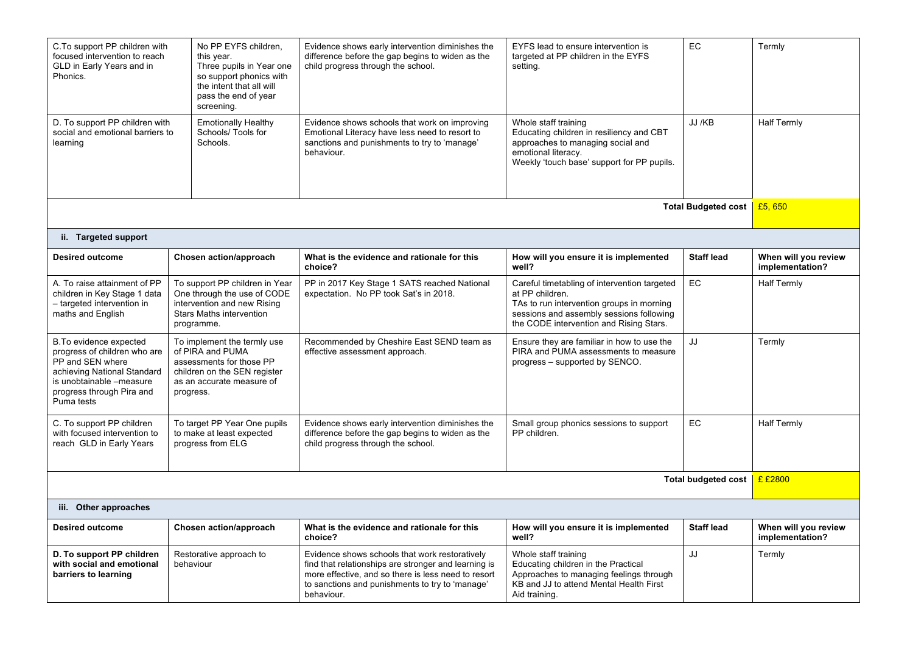| Desired outcome | Chosen action/approach | What is the evidence and rationale for this choice? | How will you ensure it is implemented well? | Staff lead | When will you review implementation? |
|---|---|---|---|---|---|
| C.To support PP children with focused intervention to reach GLD in Early Years and in Phonics. | No PP EYFS children, this year. Three pupils in Year one so support phonics with the intent that all will pass the end of year screening. | Evidence shows early intervention diminishes the difference before the gap begins to widen as the child progress through the school. | EYFS lead to ensure intervention is targeted at PP children in the EYFS setting. | EC | Termly |
| D. To support PP children with social and emotional barriers to learning | Emotionally Healthy Schools/ Tools for Schools. | Evidence shows schools that work on improving Emotional Literacy have less need to resort to sanctions and punishments to try to 'manage' behaviour. | Whole staff training<br>Educating children in resiliency and CBT approaches to managing social and emotional literacy.<br>Weekly 'touch base' support for PP pupils. | JJ /KB | Half Termly |
| | | | | **Total Budgeted cost** | £5, 650 |

**ii. Targeted support**

| Desired outcome | Chosen action/approach | What is the evidence and rationale for this choice? | How will you ensure it is implemented well? | Staff lead | When will you review implementation? |
|---|---|---|---|---|---|
| A. To raise attainment of PP children in Key Stage 1 data – targeted intervention in maths and English | To support PP children in Year One through the use of CODE intervention and new Rising Stars Maths intervention programme. | PP in 2017 Key Stage 1 SATS reached National expectation. No PP took Sat's in 2018. | Careful timetabling of intervention targeted at PP children.<br>TAs to run intervention groups in morning sessions and assembly sessions following the CODE intervention and Rising Stars. | EC | Half Termly |
| B.To evidence expected progress of children who are PP and SEN where achieving National Standard is unobtainable –measure progress through Pira and Puma tests | To implement the termly use of PIRA and PUMA assessments for those PP children on the SEN register as an accurate measure of progress. | Recommended by Cheshire East SEND team as effective assessment approach. | Ensure they are familiar in how to use the PIRA and PUMA assessments to measure progress – supported by SENCO. | JJ | Termly |
| C. To support PP children with focused intervention to reach GLD in Early Years | To target PP Year One pupils to make at least expected progress from ELG | Evidence shows early intervention diminishes the difference before the gap begins to widen as the child progress through the school. | Small group phonics sessions to support PP children. | EC | Half Termly |
| | | | | **Total budgeted cost** | £ £2800 |

**iii. Other approaches**

| Desired outcome | Chosen action/approach | What is the evidence and rationale for this choice? | How will you ensure it is implemented well? | Staff lead | When will you review implementation? |
|---|---|---|---|---|---|
| **D. To support PP children with social and emotional barriers to learning** | Restorative approach to behaviour | Evidence shows schools that work restoratively find that relationships are stronger and learning is more effective, and so there is less need to resort to sanctions and punishments to try to 'manage' behaviour. | Whole staff training<br>Educating children in the Practical Approaches to managing feelings through KB and JJ to attend Mental Health First Aid training. | JJ | Termly |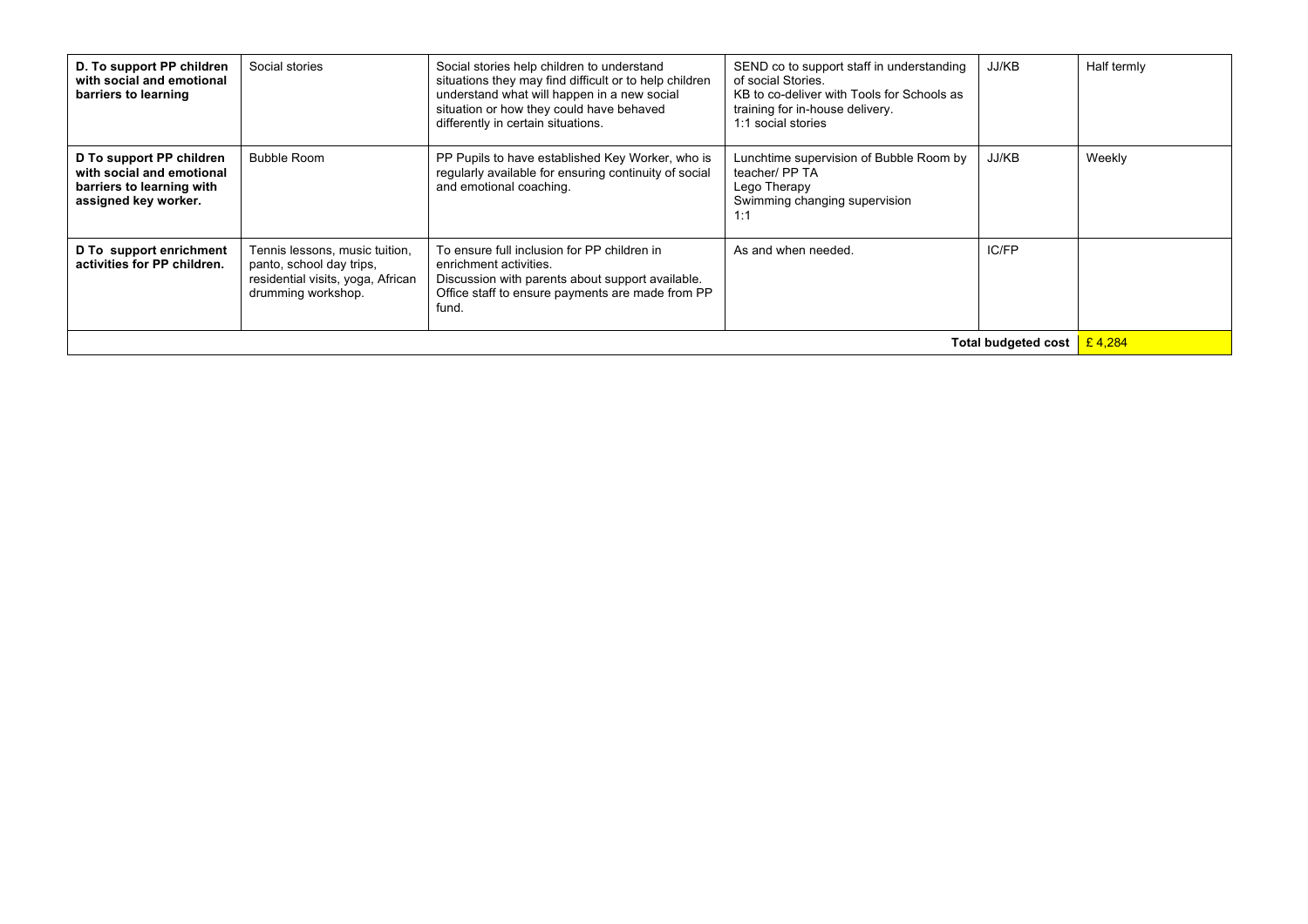| | | | | | |
|---|---|---|---|---|---|
| **D. To support PP children with social and emotional barriers to learning** | Social stories | Social stories help children to understand situations they may find difficult or to help children understand what will happen in a new social situation or how they could have behaved differently in certain situations. | SEND co to support staff in understanding of social Stories.<br>KB to co-deliver with Tools for Schools as training for in-house delivery.<br>1:1 social stories | JJ/KB | Half termly |
| **D To support PP children with social and emotional barriers to learning with assigned key worker.** | Bubble Room | PP Pupils to have established Key Worker, who is regularly available for ensuring continuity of social and emotional coaching. | Lunchtime supervision of Bubble Room by teacher/ PP TA<br>Lego Therapy<br>Swimming changing supervision<br>1:1 | JJ/KB | Weekly |
| **D To support enrichment activities for PP children.** | Tennis lessons, music tuition, panto, school day trips, residential visits, yoga, African drumming workshop. | To ensure full inclusion for PP children in enrichment activities.<br>Discussion with parents about support available.<br>Office staff to ensure payments are made from PP fund. | As and when needed. | IC/FP | |
| | | | | **Total budgeted cost** | £ 4,284 |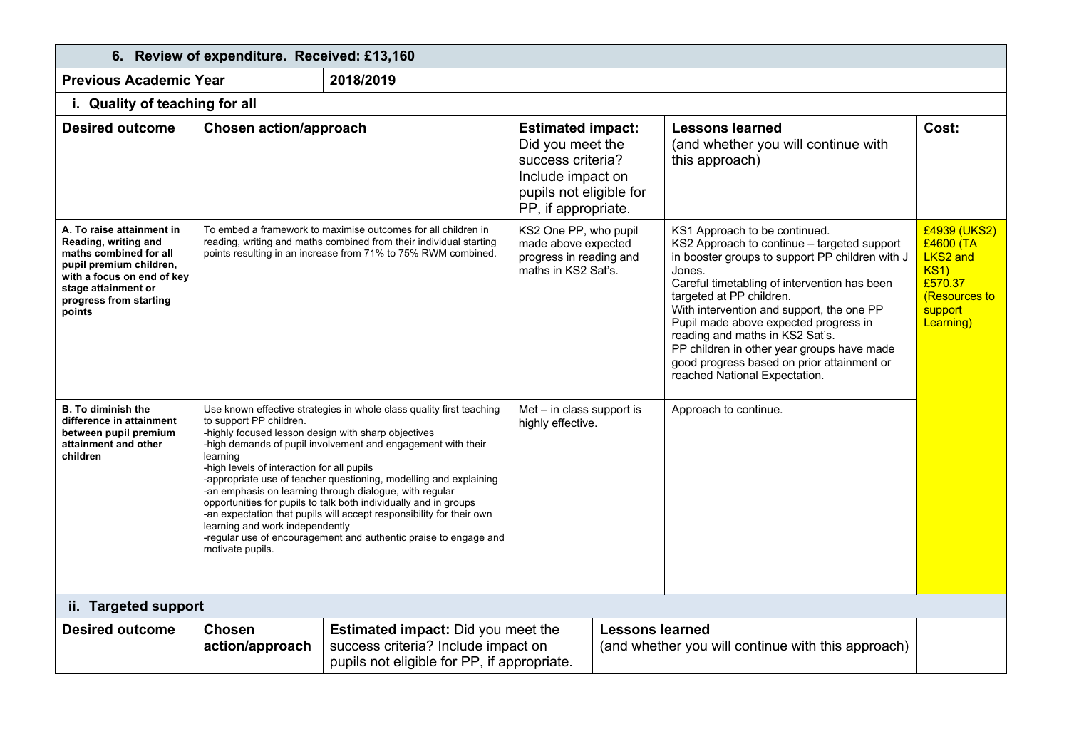## 6. Review of expenditure. Received: £13,160

| Previous Academic Year | 2018/2019 | | | |
|---|---|---|---|---|
| **i. Quality of teaching for all** | | | | |
| **Desired outcome** | **Chosen action/approach** | **Estimated impact:** Did you meet the success criteria? Include impact on pupils not eligible for PP, if appropriate. | **Lessons learned** (and whether you will continue with this approach) | **Cost:** |
| **A. To raise attainment in Reading, writing and maths combined for all pupil premium children, with a focus on end of key stage attainment or progress from starting points** | To embed a framework to maximise outcomes for all children in reading, writing and maths combined from their individual starting points resulting in an increase from 71% to 75% RWM combined. | KS2 One PP, who pupil made above expected progress in reading and maths in KS2 Sat's. | KS1 Approach to be continued.<br>KS2 Approach to continue – targeted support in booster groups to support PP children with J Jones.<br>Careful timetabling of intervention has been targeted at PP children.<br>With intervention and support, the one PP Pupil made above expected progress in reading and maths in KS2 Sat's.<br>PP children in other year groups have made good progress based on prior attainment or reached National Expectation. | £4939 (UKS2)<br>£4600 (TA LKS2 and KS1)<br>£570.37 (Resources to support Learning) |
| **B. To diminish the difference in attainment between pupil premium attainment and other children** | Use known effective strategies in whole class quality first teaching to support PP children.<br>-highly focused lesson design with sharp objectives<br>-high demands of pupil involvement and engagement with their learning<br>-high levels of interaction for all pupils<br>-appropriate use of teacher questioning, modelling and explaining<br>-an emphasis on learning through dialogue, with regular opportunities for pupils to talk both individually and in groups<br>-an expectation that pupils will accept responsibility for their own learning and work independently<br>-regular use of encouragement and authentic praise to engage and motivate pupils. | Met – in class support is highly effective. | Approach to continue. | |

**ii. Targeted support**

| Desired outcome | Chosen action/approach | Estimated impact: Did you meet the success criteria? Include impact on pupils not eligible for PP, if appropriate. | Lessons learned (and whether you will continue with this approach) | |
|---|---|---|---|---|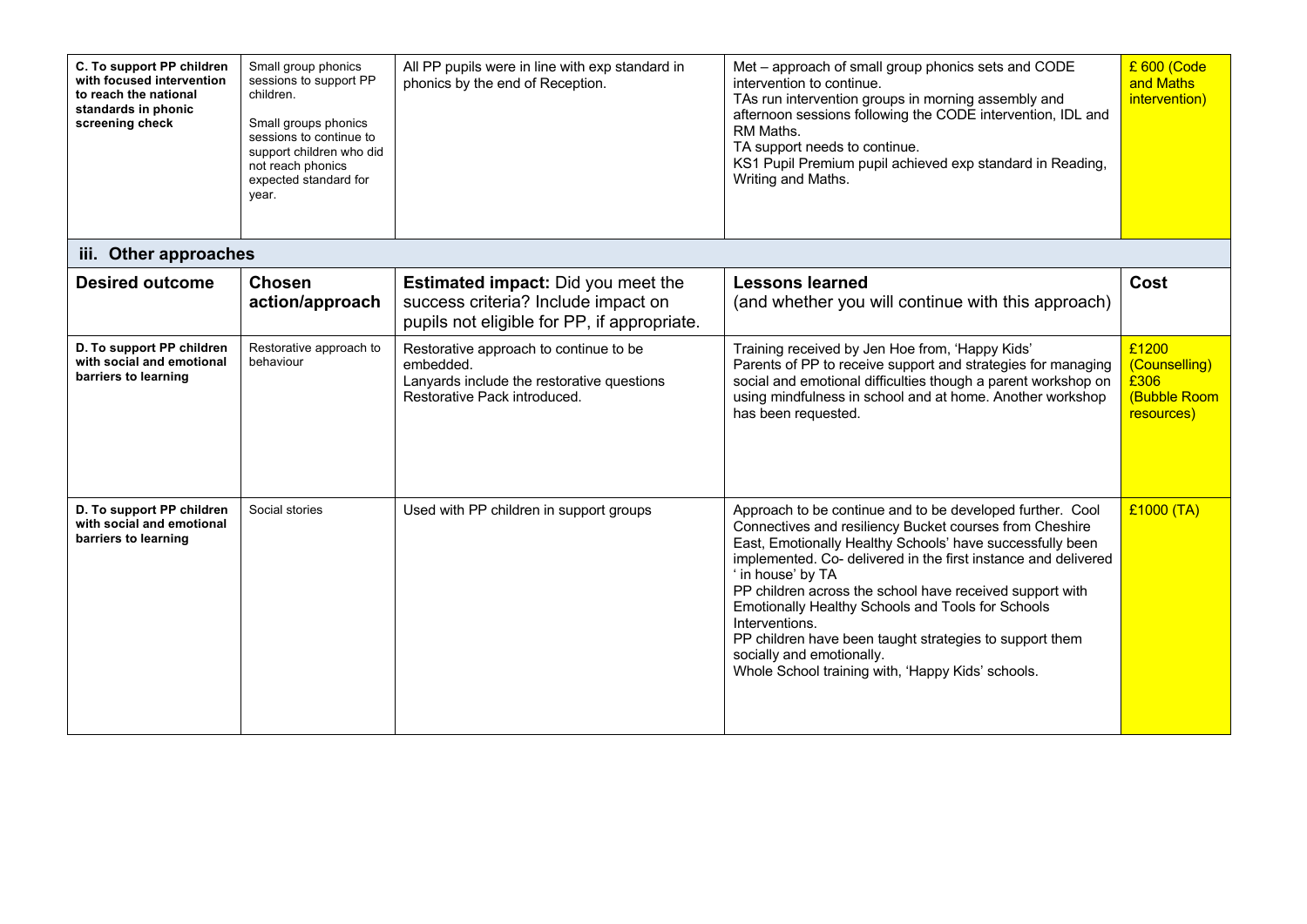| C. To support PP children with focused intervention to reach the national standards in phonic screening check | Small group phonics sessions to support PP children.<br><br>Small groups phonics sessions to continue to support children who did not reach phonics expected standard for year. | All PP pupils were in line with exp standard in phonics by the end of Reception. | Met – approach of small group phonics sets and CODE intervention to continue.<br>TAs run intervention groups in morning assembly and afternoon sessions following the CODE intervention, IDL and RM Maths.<br>TA support needs to continue.<br>KS1 Pupil Premium pupil achieved exp standard in Reading, Writing and Maths. | £ 600 (Code and Maths intervention) |
|---|---|---|---|---|

### iii. Other approaches

| Desired outcome | Chosen action/approach | **Estimated impact:** Did you meet the success criteria? Include impact on pupils not eligible for PP, if appropriate. | **Lessons learned** (and whether you will continue with this approach) | Cost |
|---|---|---|---|---|
| **D. To support PP children with social and emotional barriers to learning** | Restorative approach to behaviour | Restorative approach to continue to be embedded.<br>Lanyards include the restorative questions<br>Restorative Pack introduced. | Training received by Jen Hoe from, 'Happy Kids'<br>Parents of PP to receive support and strategies for managing social and emotional difficulties though a parent workshop on using mindfulness in school and at home. Another workshop has been requested. | £1200 (Counselling)<br>£306 (Bubble Room resources) |
| **D. To support PP children with social and emotional barriers to learning** | Social stories | Used with PP children in support groups | Approach to be continue and to be developed further. Cool Connectives and resiliency Bucket courses from Cheshire East, Emotionally Healthy Schools' have successfully been implemented. Co- delivered in the first instance and delivered ' in house' by TA<br>PP children across the school have received support with Emotionally Healthy Schools and Tools for Schools Interventions.<br>PP children have been taught strategies to support them socially and emotionally.<br>Whole School training with, 'Happy Kids' schools. | £1000 (TA) |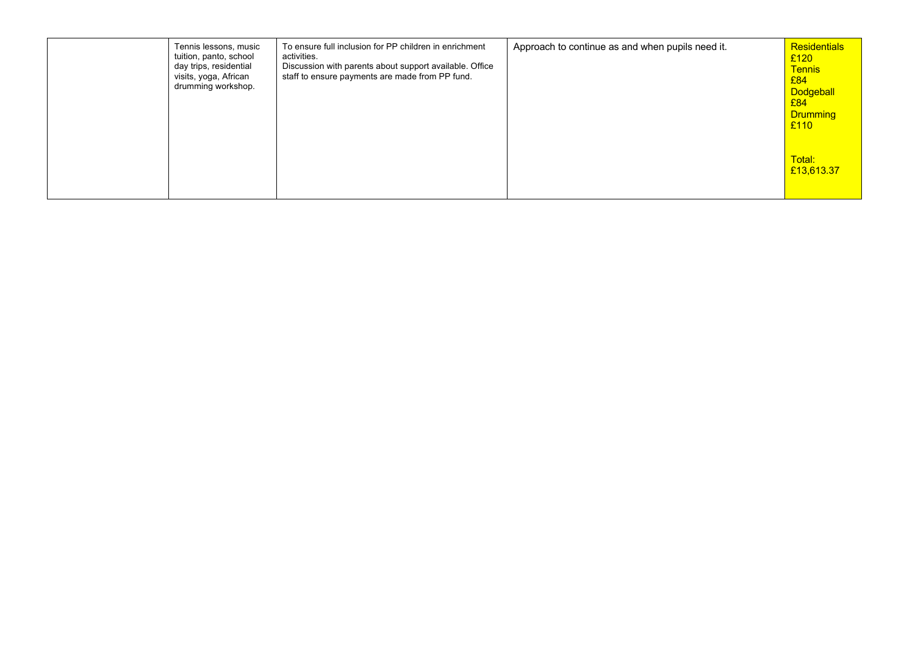| | | | | |
|---|---|---|---|---|
| | Tennis lessons, music tuition, panto, school day trips, residential visits, yoga, African drumming workshop. | To ensure full inclusion for PP children in enrichment activities.<br>Discussion with parents about support available. Office staff to ensure payments are made from PP fund. | Approach to continue as and when pupils need it. | Residentials £120<br>Tennis £84<br>Dodgeball £84<br>Drumming £110<br><br>Total: £13,613.37 |